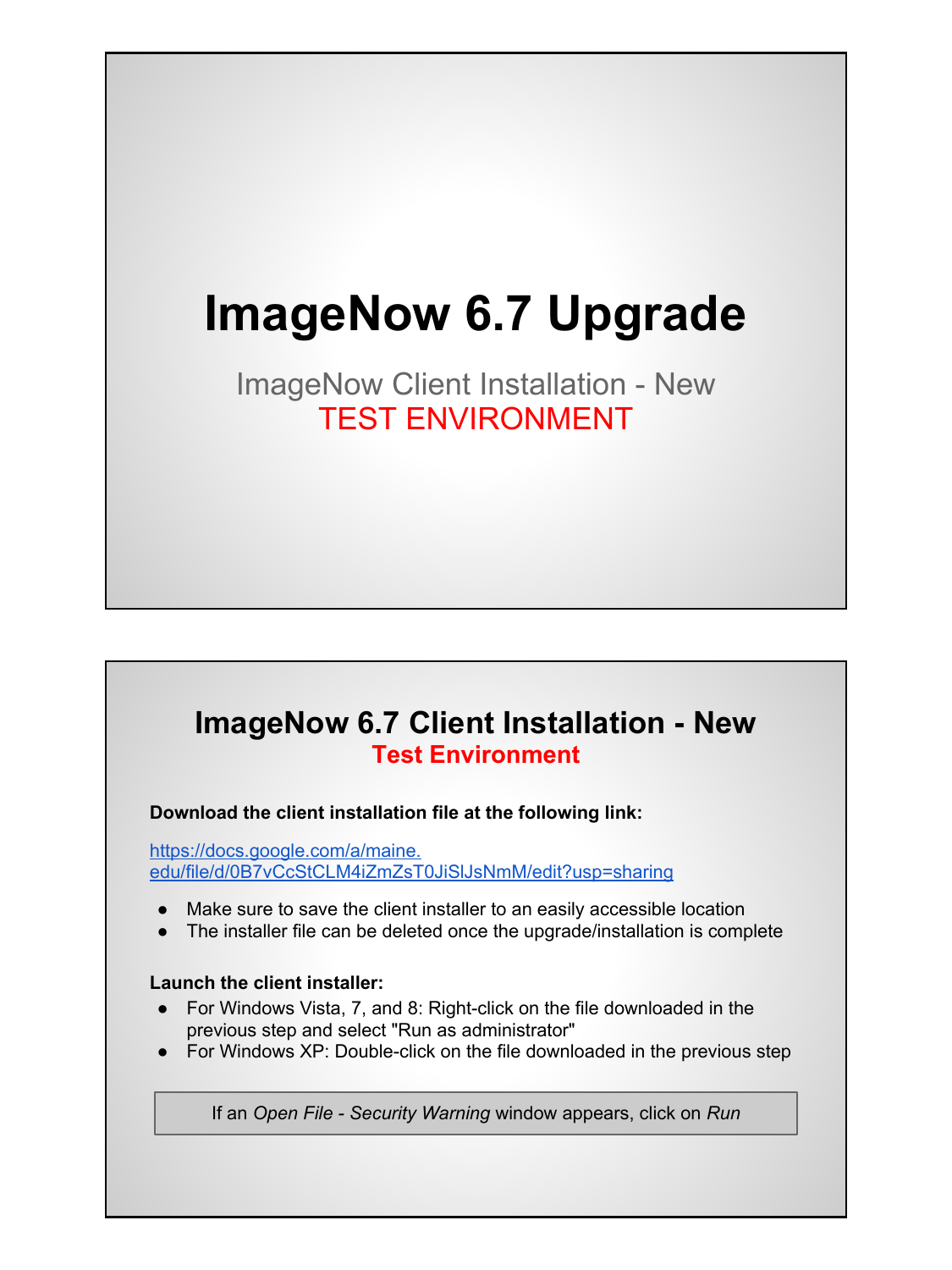# ImageNow 6.7 Upgrade

ImageNow Client Installation - New
TEST ENVIRONMENT

## ImageNow 6.7 Client Installation - New
**Test Environment**

**Download the client installation file at the following link:**

[https://docs.google.com/a/maine.edu/file/d/0B7vCcStCLM4iZmZsT0JiSlJsNmM/edit?usp=sharing](https://docs.google.com/a/maine.edu/file/d/0B7vCcStCLM4iZmZsT0JiSlJsNmM/edit?usp=sharing)

- Make sure to save the client installer to an easily accessible location
- The installer file can be deleted once the upgrade/installation is complete

**Launch the client installer:**

- For Windows Vista, 7, and 8: Right-click on the file downloaded in the previous step and select "Run as administrator"
- For Windows XP: Double-click on the file downloaded in the previous step

If an *Open File - Security Warning* window appears, click on *Run*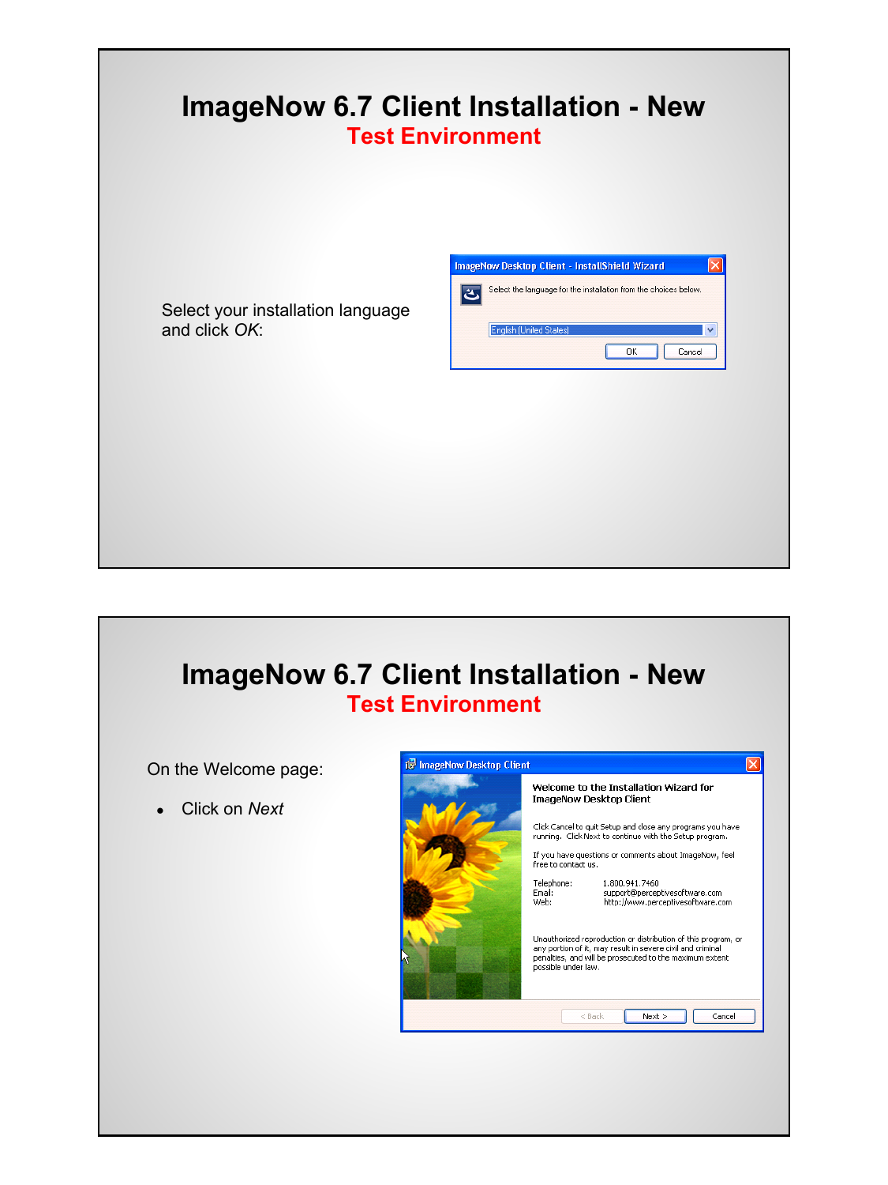# ImageNow 6.7 Client Installation - New

## Test Environment

Select your installation language and click *OK*:

# ImageNow 6.7 Client Installation - New

## Test Environment

On the Welcome page:

- Click on *Next*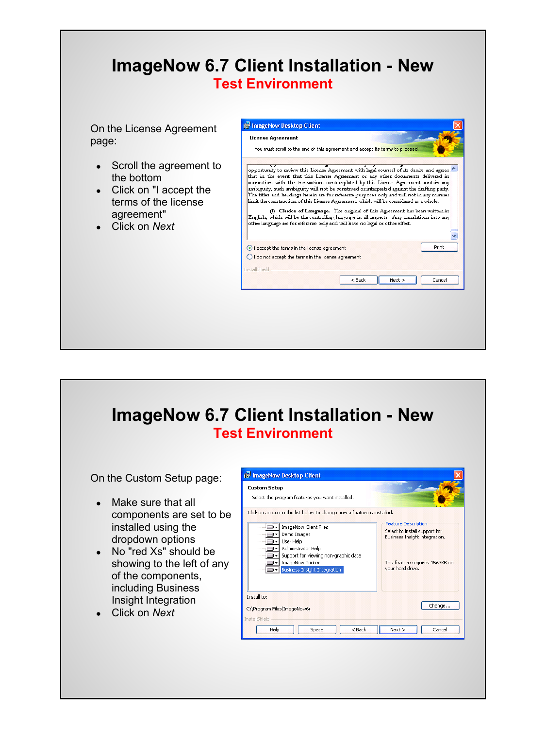# ImageNow 6.7 Client Installation - New

## Test Environment

On the License Agreement page:

- Scroll the agreement to the bottom
- Click on "I accept the terms of the license agreement"
- Click on *Next*

# ImageNow 6.7 Client Installation - New

## Test Environment

On the Custom Setup page:

- Make sure that all components are set to be installed using the dropdown options
- No "red Xs" should be showing to the left of any of the components, including Business Insight Integration
- Click on *Next*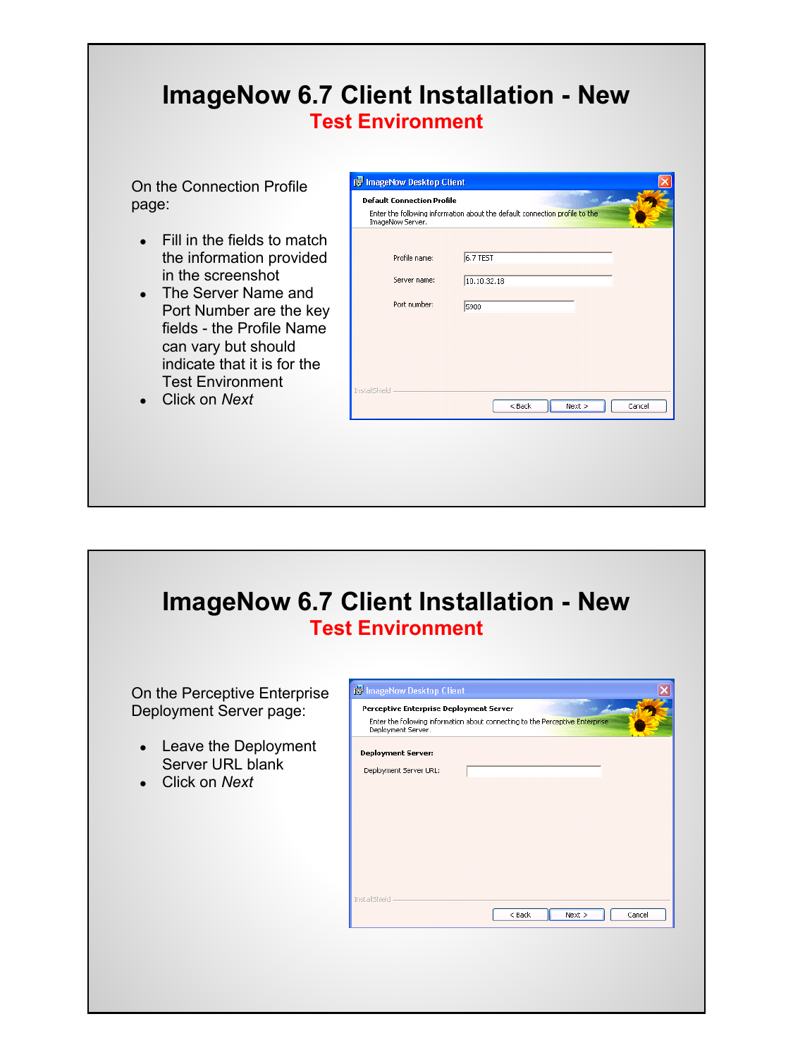# ImageNow 6.7 Client Installation - New

## Test Environment

On the Connection Profile page:

- Fill in the fields to match the information provided in the screenshot
- The Server Name and Port Number are the key fields - the Profile Name can vary but should indicate that it is for the Test Environment
- Click on *Next*

ImageNow Desktop Client

**Default Connection Profile**

Enter the following information about the default connection profile to the ImageNow Server.

Profile name: 6.7 TEST

Server name: 10.10.32.18

Port number: 5900

InstallShield

< Back | Next > | Cancel

# ImageNow 6.7 Client Installation - New

## Test Environment

On the Perceptive Enterprise Deployment Server page:

- Leave the Deployment Server URL blank
- Click on *Next*

ImageNow Desktop Client

**Perceptive Enterprise Deployment Server**

Enter the following information about connecting to the Perceptive Enterprise Deployment Server.

**Deployment Server:**

Deployment Server URL:

InstallShield

< Back | Next > | Cancel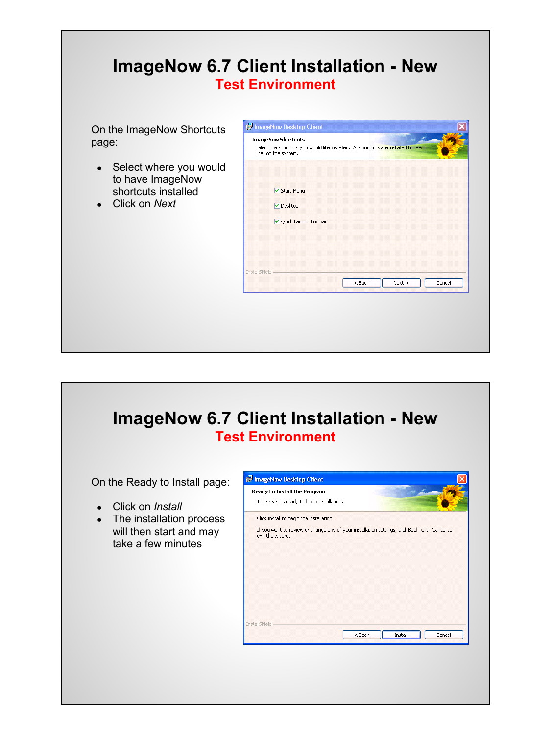# ImageNow 6.7 Client Installation - New

## Test Environment

On the ImageNow Shortcuts page:

- Select where you would to have ImageNow shortcuts installed
- Click on *Next*

ImageNow Desktop Client

ImageNow Shortcuts

Select the shortcuts you would like installed. All shortcuts are installed for each user on the system.

- [x] Start Menu
- [x] Desktop
- [x] Quick Launch Toolbar

InstallShield

< Back | Next > | Cancel

# ImageNow 6.7 Client Installation - New

## Test Environment

On the Ready to Install page:

- Click on *Install*
- The installation process will then start and may take a few minutes

ImageNow Desktop Client

Ready to Install the Program

The wizard is ready to begin installation.

Click Install to begin the installation.

If you want to review or change any of your installation settings, click Back. Click Cancel to exit the wizard.

InstallShield

< Back | Install | Cancel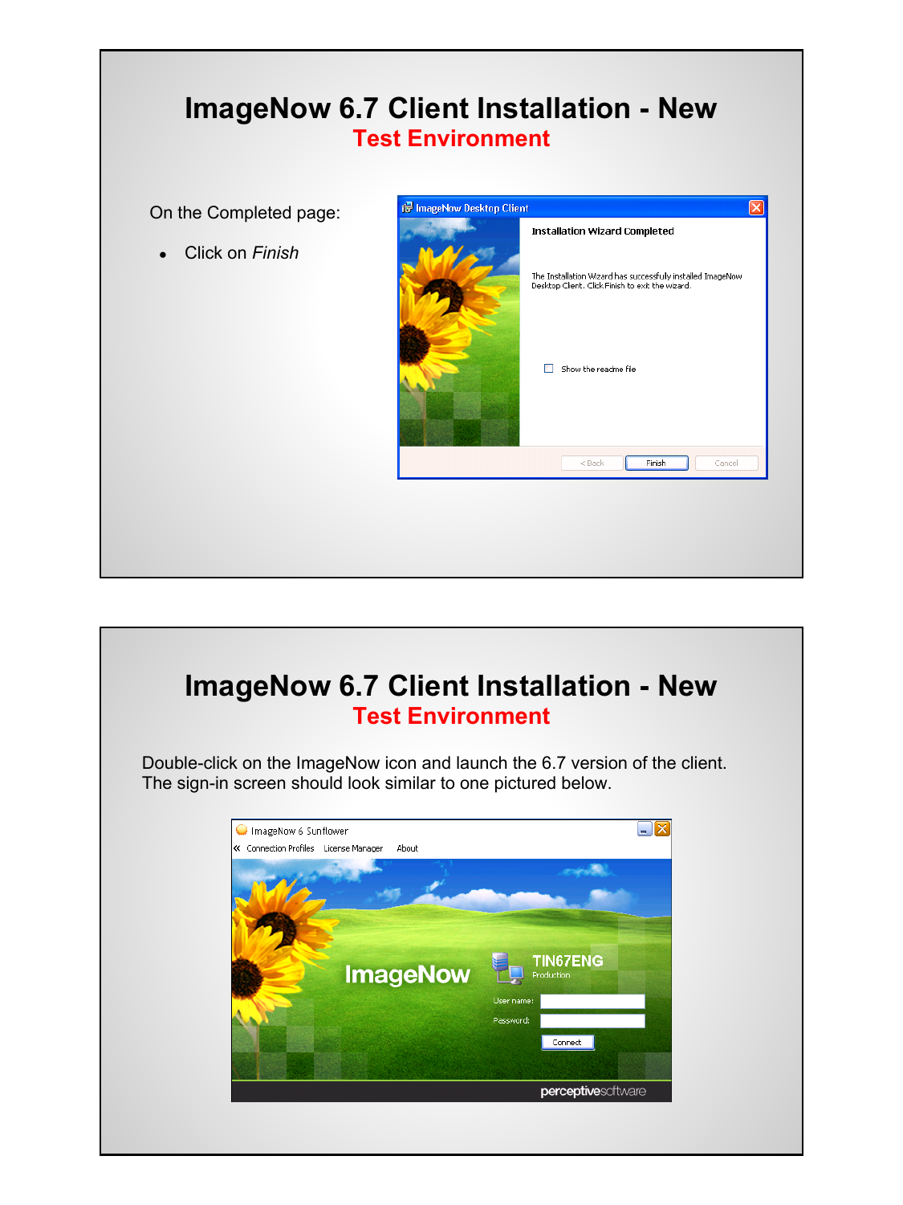# ImageNow 6.7 Client Installation - New

## Test Environment

On the Completed page:

- Click on *Finish*

ImageNow Desktop Client

Installation Wizard Completed

The Installation Wizard has successfully installed ImageNow Desktop Client. Click Finish to exit the wizard.

Show the readme file

< Back Finish Cancel

# ImageNow 6.7 Client Installation - New

## Test Environment

Double-click on the ImageNow icon and launch the 6.7 version of the client. The sign-in screen should look similar to one pictured below.

ImageNow 6 Sunflower

Connection Profiles License Manager About

ImageNow

TIN67ENG

Production

User name:

Password:

Connect

perceptivesoftware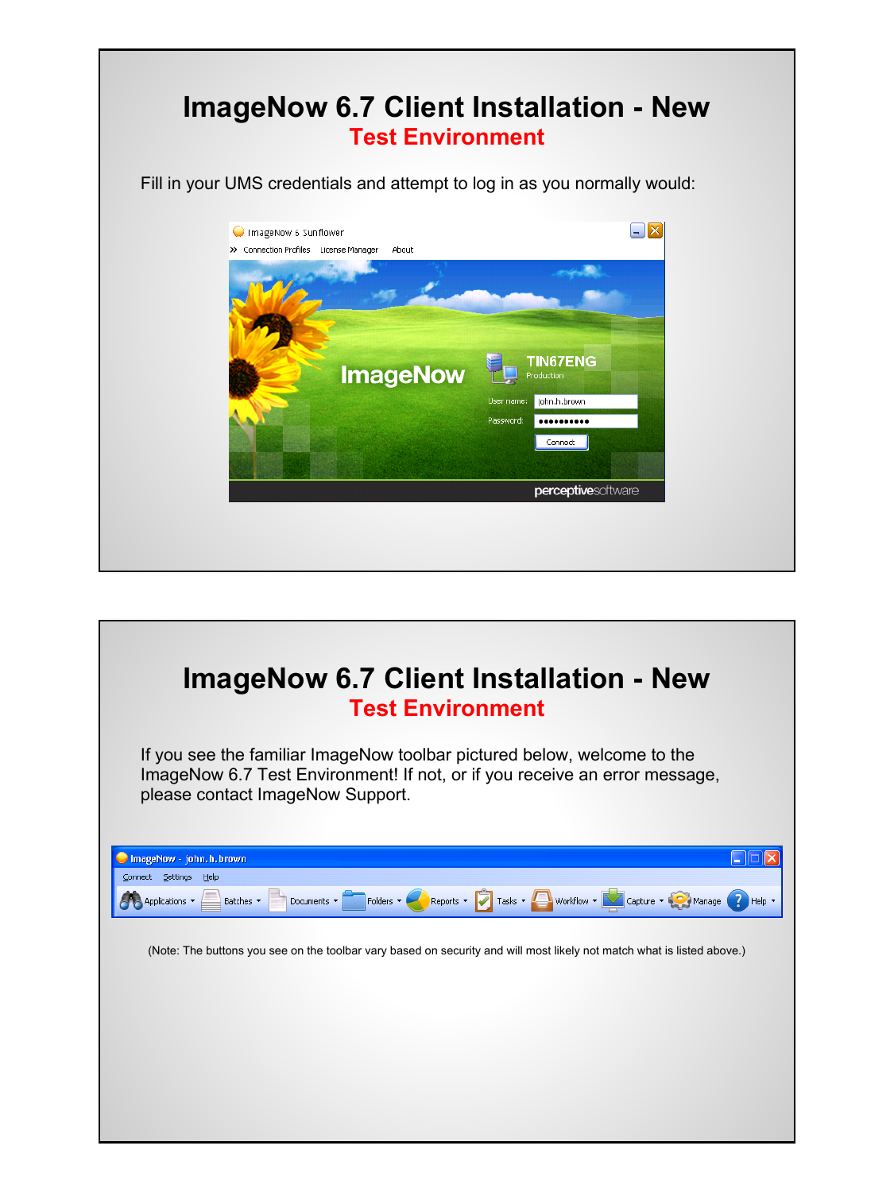# ImageNow 6.7 Client Installation - New

## Test Environment

Fill in your UMS credentials and attempt to log in as you normally would:

# ImageNow 6.7 Client Installation - New

## Test Environment

If you see the familiar ImageNow toolbar pictured below, welcome to the ImageNow 6.7 Test Environment! If not, or if you receive an error message, please contact ImageNow Support.

(Note: The buttons you see on the toolbar vary based on security and will most likely not match what is listed above.)